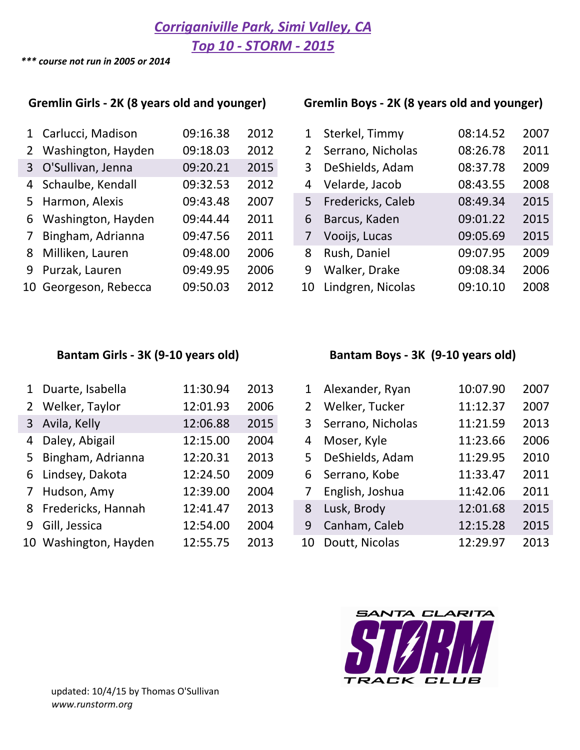# *Corriganiville Park, Simi Valley, CA*

## *Top 10 - STORM - 2015*

***\*\*\* course not run in 2005 or 2014***

### Gremlin Girls - 2K (8 years old and younger)

| # | Name | Time | Year |
|---|---|---|---|
| 1 | Carlucci, Madison | 09:16.38 | 2012 |
| 2 | Washington, Hayden | 09:18.03 | 2012 |
| 3 | O'Sullivan, Jenna | 09:20.21 | 2015 |
| 4 | Schaulbe, Kendall | 09:32.53 | 2012 |
| 5 | Harmon, Alexis | 09:43.48 | 2007 |
| 6 | Washington, Hayden | 09:44.44 | 2011 |
| 7 | Bingham, Adrianna | 09:47.56 | 2011 |
| 8 | Milliken, Lauren | 09:48.00 | 2006 |
| 9 | Purzak, Lauren | 09:49.95 | 2006 |
| 10 | Georgeson, Rebecca | 09:50.03 | 2012 |

### Gremlin Boys - 2K (8 years old and younger)

| # | Name | Time | Year |
|---|---|---|---|
| 1 | Sterkel, Timmy | 08:14.52 | 2007 |
| 2 | Serrano, Nicholas | 08:26.78 | 2011 |
| 3 | DeShields, Adam | 08:37.78 | 2009 |
| 4 | Velarde, Jacob | 08:43.55 | 2008 |
| 5 | Fredericks, Caleb | 08:49.34 | 2015 |
| 6 | Barcus, Kaden | 09:01.22 | 2015 |
| 7 | Vooijs, Lucas | 09:05.69 | 2015 |
| 8 | Rush, Daniel | 09:07.95 | 2009 |
| 9 | Walker, Drake | 09:08.34 | 2006 |
| 10 | Lindgren, Nicolas | 09:10.10 | 2008 |

### Bantam Girls - 3K (9-10 years old)

| # | Name | Time | Year |
|---|---|---|---|
| 1 | Duarte, Isabella | 11:30.94 | 2013 |
| 2 | Welker, Taylor | 12:01.93 | 2006 |
| 3 | Avila, Kelly | 12:06.88 | 2015 |
| 4 | Daley, Abigail | 12:15.00 | 2004 |
| 5 | Bingham, Adrianna | 12:20.31 | 2013 |
| 6 | Lindsey, Dakota | 12:24.50 | 2009 |
| 7 | Hudson, Amy | 12:39.00 | 2004 |
| 8 | Fredericks, Hannah | 12:41.47 | 2013 |
| 9 | Gill, Jessica | 12:54.00 | 2004 |
| 10 | Washington, Hayden | 12:55.75 | 2013 |

### Bantam Boys - 3K (9-10 years old)

| # | Name | Time | Year |
|---|---|---|---|
| 1 | Alexander, Ryan | 10:07.90 | 2007 |
| 2 | Welker, Tucker | 11:12.37 | 2007 |
| 3 | Serrano, Nicholas | 11:21.59 | 2013 |
| 4 | Moser, Kyle | 11:23.66 | 2006 |
| 5 | DeShields, Adam | 11:29.95 | 2010 |
| 6 | Serrano, Kobe | 11:33.47 | 2011 |
| 7 | English, Joshua | 11:42.06 | 2011 |
| 8 | Lusk, Brody | 12:01.68 | 2015 |
| 9 | Canham, Caleb | 12:15.28 | 2015 |
| 10 | Doutt, Nicolas | 12:29.97 | 2013 |

SANTA CLARITA STORM TRACK CLUB

updated: 10/4/15 by Thomas O'Sullivan
*www.runstorm.org*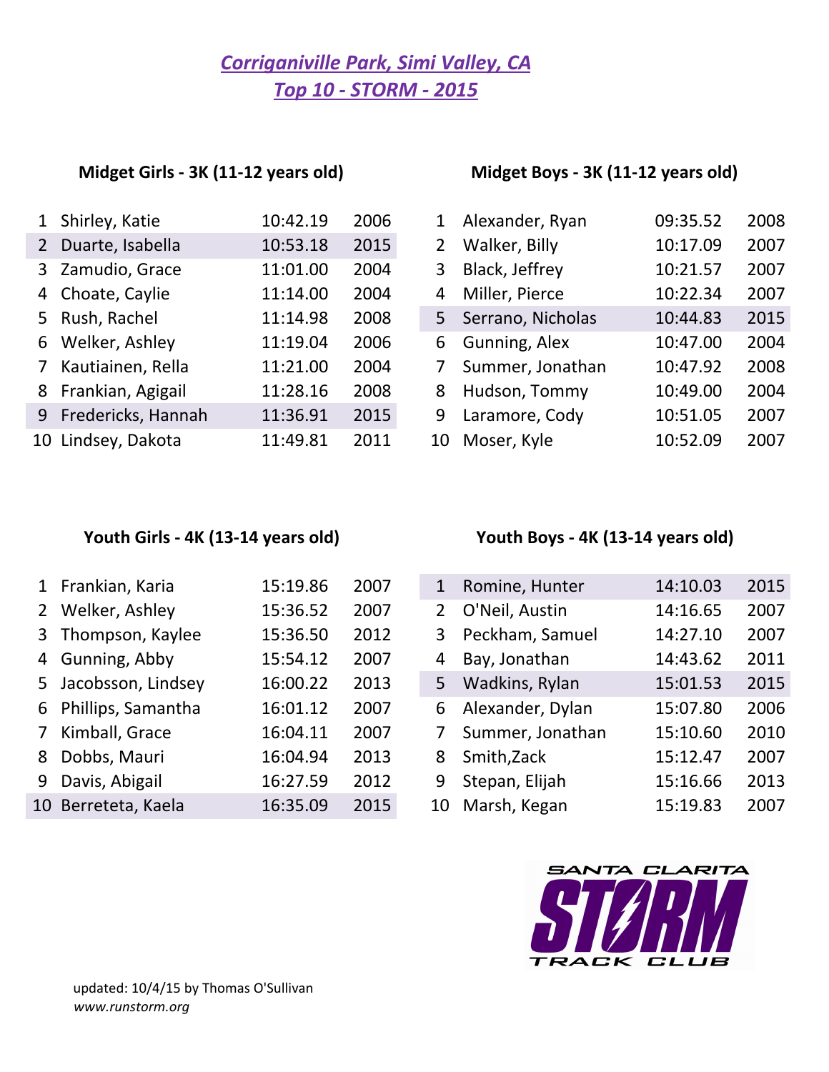## *Corriganiville Park, Simi Valley, CA*
## *Top 10 - STORM - 2015*

### Midget Girls - 3K (11-12 years old)

| | Name | Time | Year |
|---|---|---|---|
| 1 | Shirley, Katie | 10:42.19 | 2006 |
| 2 | Duarte, Isabella | 10:53.18 | 2015 |
| 3 | Zamudio, Grace | 11:01.00 | 2004 |
| 4 | Choate, Caylie | 11:14.00 | 2004 |
| 5 | Rush, Rachel | 11:14.98 | 2008 |
| 6 | Welker, Ashley | 11:19.04 | 2006 |
| 7 | Kautiainen, Rella | 11:21.00 | 2004 |
| 8 | Frankian, Agigail | 11:28.16 | 2008 |
| 9 | Fredericks, Hannah | 11:36.91 | 2015 |
| 10 | Lindsey, Dakota | 11:49.81 | 2011 |

### Midget Boys - 3K (11-12 years old)

| | Name | Time | Year |
|---|---|---|---|
| 1 | Alexander, Ryan | 09:35.52 | 2008 |
| 2 | Walker, Billy | 10:17.09 | 2007 |
| 3 | Black, Jeffrey | 10:21.57 | 2007 |
| 4 | Miller, Pierce | 10:22.34 | 2007 |
| 5 | Serrano, Nicholas | 10:44.83 | 2015 |
| 6 | Gunning, Alex | 10:47.00 | 2004 |
| 7 | Summer, Jonathan | 10:47.92 | 2008 |
| 8 | Hudson, Tommy | 10:49.00 | 2004 |
| 9 | Laramore, Cody | 10:51.05 | 2007 |
| 10 | Moser, Kyle | 10:52.09 | 2007 |

### Youth Girls - 4K (13-14 years old)

| | Name | Time | Year |
|---|---|---|---|
| 1 | Frankian, Karia | 15:19.86 | 2007 |
| 2 | Welker, Ashley | 15:36.52 | 2007 |
| 3 | Thompson, Kaylee | 15:36.50 | 2012 |
| 4 | Gunning, Abby | 15:54.12 | 2007 |
| 5 | Jacobsson, Lindsey | 16:00.22 | 2013 |
| 6 | Phillips, Samantha | 16:01.12 | 2007 |
| 7 | Kimball, Grace | 16:04.11 | 2007 |
| 8 | Dobbs, Mauri | 16:04.94 | 2013 |
| 9 | Davis, Abigail | 16:27.59 | 2012 |
| 10 | Berreteta, Kaela | 16:35.09 | 2015 |

### Youth Boys - 4K (13-14 years old)

| | Name | Time | Year |
|---|---|---|---|
| 1 | Romine, Hunter | 14:10.03 | 2015 |
| 2 | O'Neil, Austin | 14:16.65 | 2007 |
| 3 | Peckham, Samuel | 14:27.10 | 2007 |
| 4 | Bay, Jonathan | 14:43.62 | 2011 |
| 5 | Wadkins, Rylan | 15:01.53 | 2015 |
| 6 | Alexander, Dylan | 15:07.80 | 2006 |
| 7 | Summer, Jonathan | 15:10.60 | 2010 |
| 8 | Smith,Zack | 15:12.47 | 2007 |
| 9 | Stepan, Elijah | 15:16.66 | 2013 |
| 10 | Marsh, Kegan | 15:19.83 | 2007 |

SANTA CLARITA STORM TRACK CLUB

updated: 10/4/15 by Thomas O'Sullivan
*www.runstorm.org*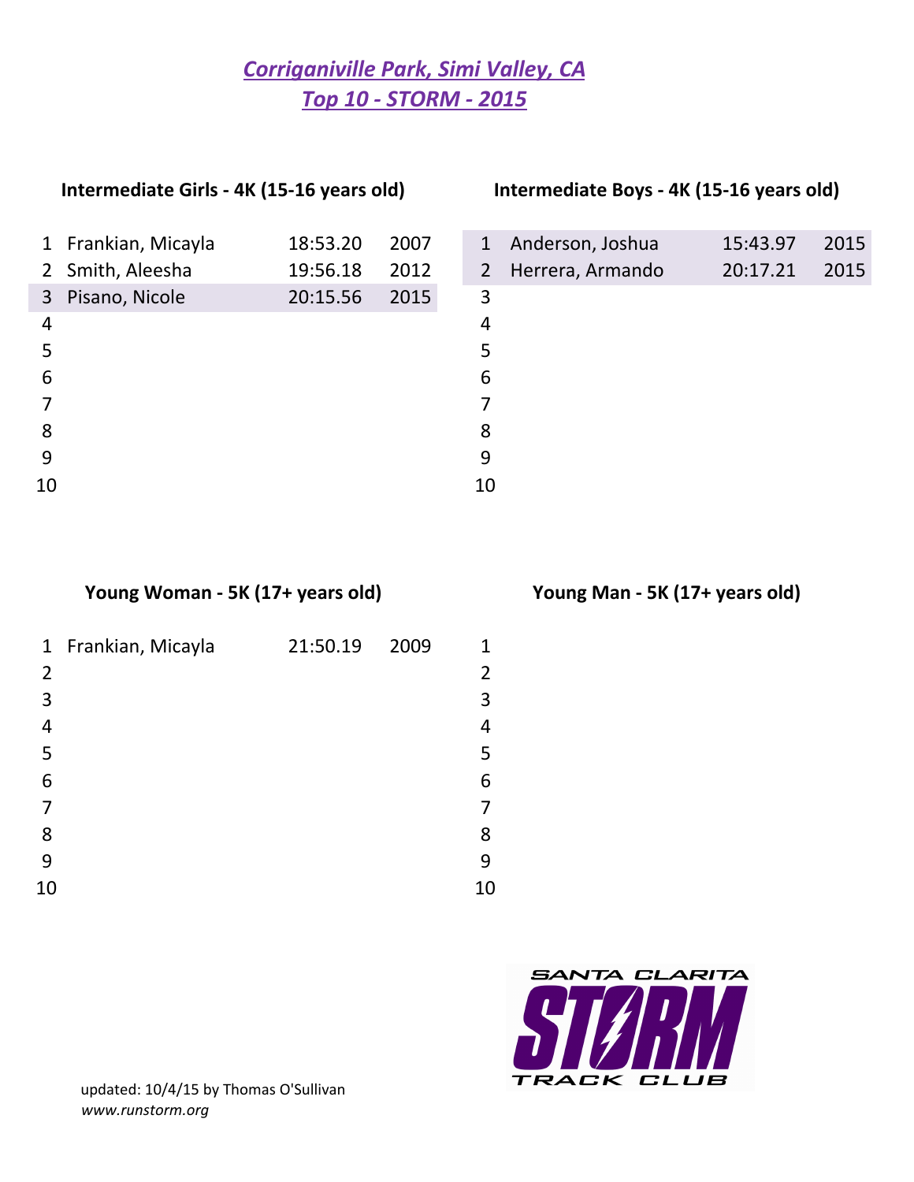# *Corriganiville Park, Simi Valley, CA*
# *Top 10 - STORM - 2015*

### Intermediate Girls - 4K (15-16 years old)

| | | | |
|---|---|---|---|
| 1 | Frankian, Micayla | 18:53.20 | 2007 |
| 2 | Smith, Aleesha | 19:56.18 | 2012 |
| 3 | Pisano, Nicole | 20:15.56 | 2015 |
| 4 | | | |
| 5 | | | |
| 6 | | | |
| 7 | | | |
| 8 | | | |
| 9 | | | |
| 10 | | | |

### Intermediate Boys - 4K (15-16 years old)

| | | | |
|---|---|---|---|
| 1 | Anderson, Joshua | 15:43.97 | 2015 |
| 2 | Herrera, Armando | 20:17.21 | 2015 |
| 3 | | | |
| 4 | | | |
| 5 | | | |
| 6 | | | |
| 7 | | | |
| 8 | | | |
| 9 | | | |
| 10 | | | |

### Young Woman - 5K (17+ years old)

| | | | |
|---|---|---|---|
| 1 | Frankian, Micayla | 21:50.19 | 2009 |
| 2 | | | |
| 3 | | | |
| 4 | | | |
| 5 | | | |
| 6 | | | |
| 7 | | | |
| 8 | | | |
| 9 | | | |
| 10 | | | |

### Young Man - 5K (17+ years old)

| | | | |
|---|---|---|---|
| 1 | | | |
| 2 | | | |
| 3 | | | |
| 4 | | | |
| 5 | | | |
| 6 | | | |
| 7 | | | |
| 8 | | | |
| 9 | | | |
| 10 | | | |

SANTA CLARITA STORM TRACK CLUB

updated: 10/4/15 by Thomas O'Sullivan
*www.runstorm.org*